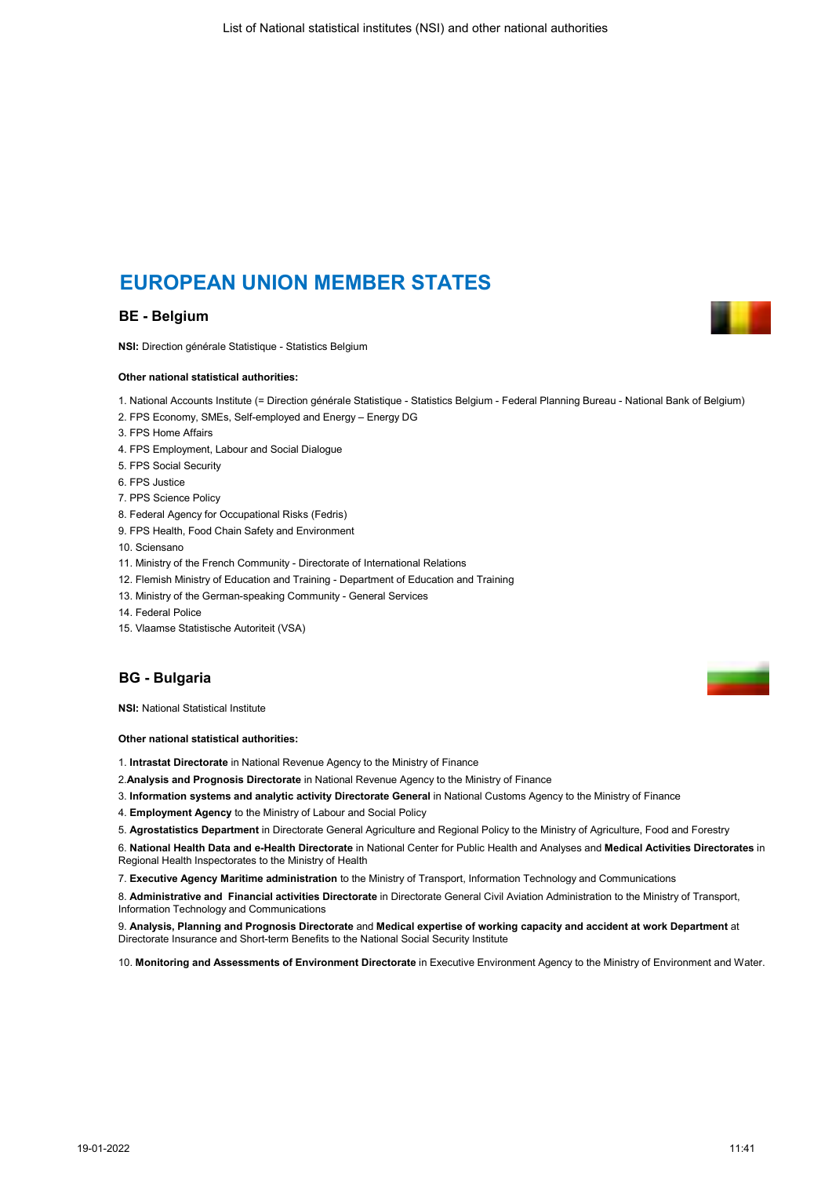# EUROPEAN UNION MEMBER STATES

## BE - Belgium

**NSI:** Direction générale Statistique - Statistics Belgium

**Other national statistical authorities:**

1. National Accounts Institute (= Direction générale Statistique - Statistics Belgium - Federal Planning Bureau - National Bank of Belgium)
2. FPS Economy, SMEs, Self-employed and Energy – Energy DG
3. FPS Home Affairs
4. FPS Employment, Labour and Social Dialogue
5. FPS Social Security
6. FPS Justice
7. PPS Science Policy
8. Federal Agency for Occupational Risks (Fedris)
9. FPS Health, Food Chain Safety and Environment
10. Sciensano
11. Ministry of the French Community - Directorate of International Relations
12. Flemish Ministry of Education and Training - Department of Education and Training
13. Ministry of the German-speaking Community - General Services
14. Federal Police
15. Vlaamse Statistische Autoriteit (VSA)

## BG - Bulgaria

**NSI:** National Statistical Institute

**Other national statistical authorities:**

1. **Intrastat Directorate** in National Revenue Agency to the Ministry of Finance
2. **Analysis and Prognosis Directorate** in National Revenue Agency to the Ministry of Finance
3. **Information systems and analytic activity Directorate General** in National Customs Agency to the Ministry of Finance
4. **Employment Agency** to the Ministry of Labour and Social Policy
5. **Agrostatistics Department** in Directorate General Agriculture and Regional Policy to the Ministry of Agriculture, Food and Forestry
6. **National Health Data and e-Health Directorate** in National Center for Public Health and Analyses and **Medical Activities Directorates** in Regional Health Inspectorates to the Ministry of Health
7. **Executive Agency Maritime administration** to the Ministry of Transport, Information Technology and Communications
8. **Administrative and Financial activities Directorate** in Directorate General Civil Aviation Administration to the Ministry of Transport, Information Technology and Communications
9. **Analysis, Planning and Prognosis Directorate** and **Medical expertise of working capacity and accident at work Department** at Directorate Insurance and Short-term Benefits to the National Social Security Institute
10. **Monitoring and Assessments of Environment Directorate** in Executive Environment Agency to the Ministry of Environment and Water.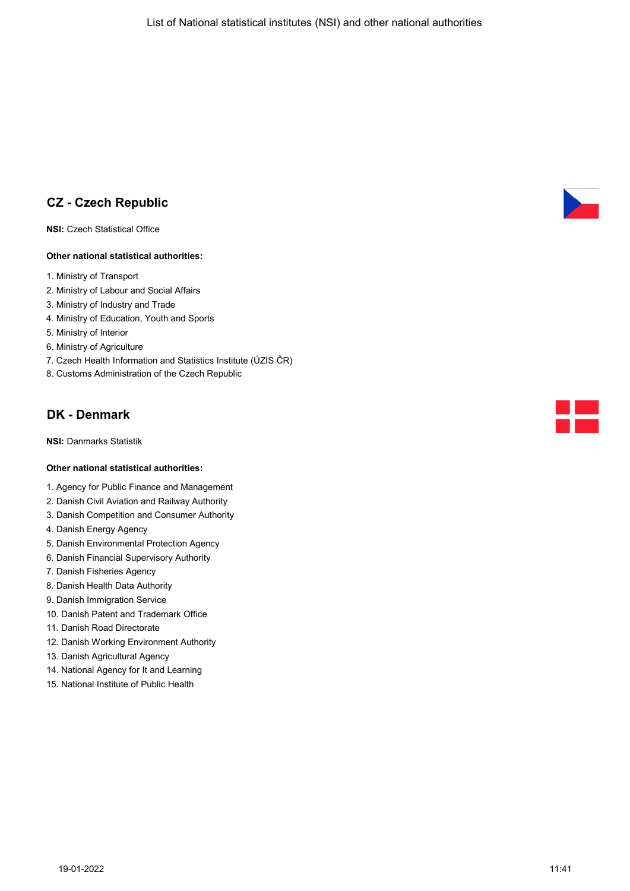## CZ - Czech Republic

**NSI:** Czech Statistical Office

**Other national statistical authorities:**

1. Ministry of Transport
2. Ministry of Labour and Social Affairs
3. Ministry of Industry and Trade
4. Ministry of Education, Youth and Sports
5. Ministry of Interior
6. Ministry of Agriculture
7. Czech Health Information and Statistics Institute (ÚZIS ČR)
8. Customs Administration of the Czech Republic

## DK - Denmark

**NSI:** Danmarks Statistik

**Other national statistical authorities:**

1. Agency for Public Finance and Management
2. Danish Civil Aviation and Railway Authority
3. Danish Competition and Consumer Authority
4. Danish Energy Agency
5. Danish Environmental Protection Agency
6. Danish Financial Supervisory Authority
7. Danish Fisheries Agency
8. Danish Health Data Authority
9. Danish Immigration Service
10. Danish Patent and Trademark Office
11. Danish Road Directorate
12. Danish Working Environment Authority
13. Danish Agricultural Agency
14. National Agency for It and Learning
15. National Institute of Public Health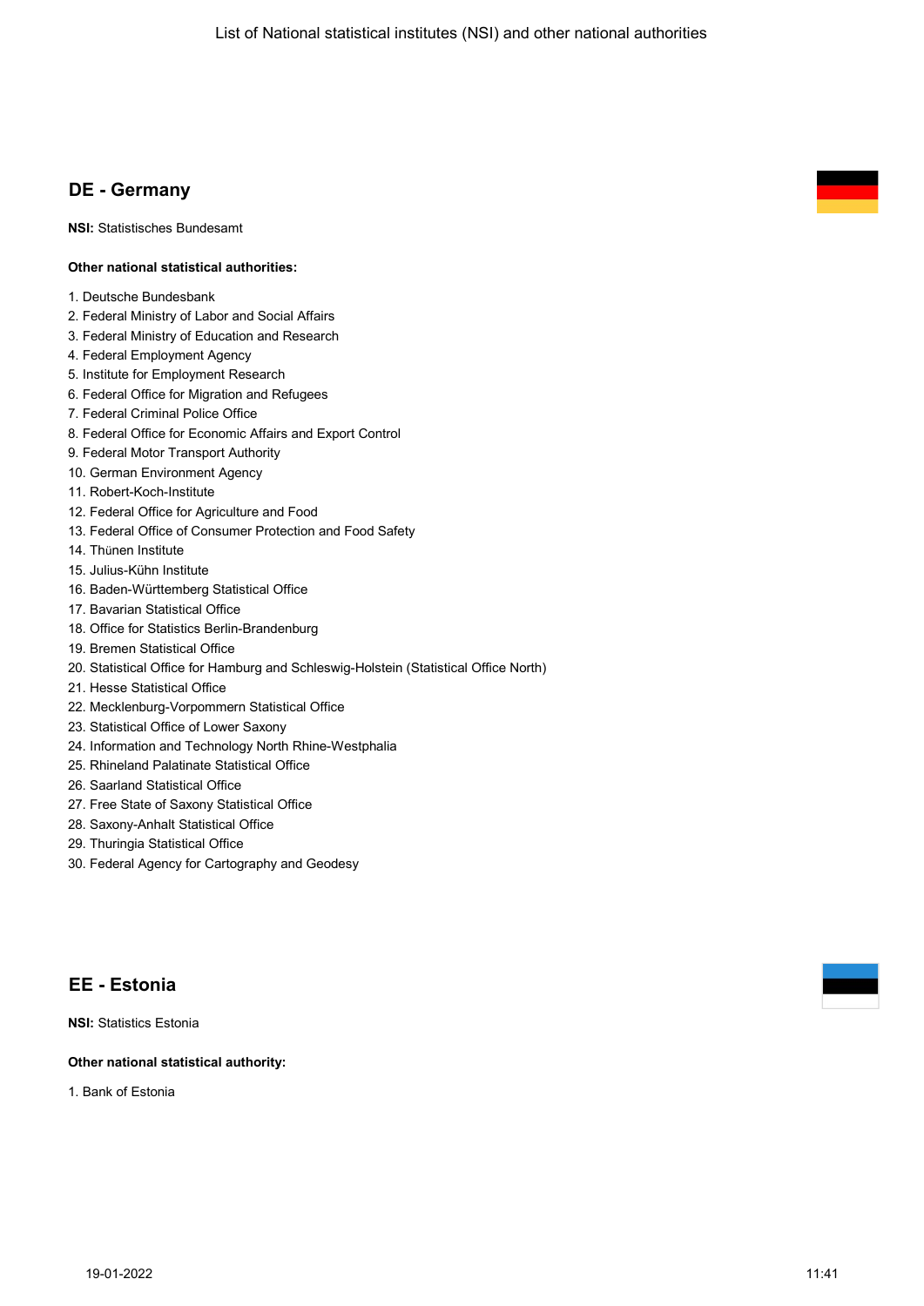## DE - Germany

**NSI:** Statistisches Bundesamt

**Other national statistical authorities:**

1. Deutsche Bundesbank
2. Federal Ministry of Labor and Social Affairs
3. Federal Ministry of Education and Research
4. Federal Employment Agency
5. Institute for Employment Research
6. Federal Office for Migration and Refugees
7. Federal Criminal Police Office
8. Federal Office for Economic Affairs and Export Control
9. Federal Motor Transport Authority
10. German Environment Agency
11. Robert-Koch-Institute
12. Federal Office for Agriculture and Food
13. Federal Office of Consumer Protection and Food Safety
14. Thünen Institute
15. Julius-Kühn Institute
16. Baden-Württemberg Statistical Office
17. Bavarian Statistical Office
18. Office for Statistics Berlin-Brandenburg
19. Bremen Statistical Office
20. Statistical Office for Hamburg and Schleswig-Holstein (Statistical Office North)
21. Hesse Statistical Office
22. Mecklenburg-Vorpommern Statistical Office
23. Statistical Office of Lower Saxony
24. Information and Technology North Rhine-Westphalia
25. Rhineland Palatinate Statistical Office
26. Saarland Statistical Office
27. Free State of Saxony Statistical Office
28. Saxony-Anhalt Statistical Office
29. Thuringia Statistical Office
30. Federal Agency for Cartography and Geodesy

## EE - Estonia

**NSI:** Statistics Estonia

**Other national statistical authority:**

1. Bank of Estonia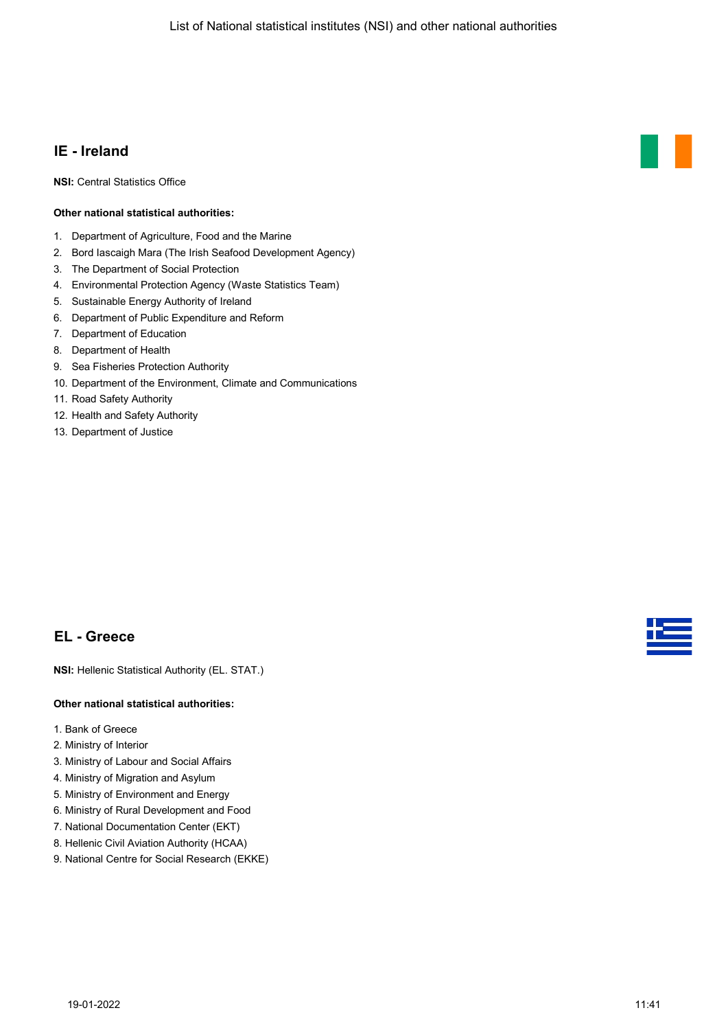## IE - Ireland

**NSI:** Central Statistics Office

**Other national statistical authorities:**

1. Department of Agriculture, Food and the Marine
2. Bord Iascaigh Mara (The Irish Seafood Development Agency)
3. The Department of Social Protection
4. Environmental Protection Agency (Waste Statistics Team)
5. Sustainable Energy Authority of Ireland
6. Department of Public Expenditure and Reform
7. Department of Education
8. Department of Health
9. Sea Fisheries Protection Authority
10. Department of the Environment, Climate and Communications
11. Road Safety Authority
12. Health and Safety Authority
13. Department of Justice

## EL - Greece

**NSI:** Hellenic Statistical Authority (EL. STAT.)

**Other national statistical authorities:**

1. Bank of Greece
2. Ministry of Interior
3. Ministry of Labour and Social Affairs
4. Ministry of Migration and Asylum
5. Ministry of Environment and Energy
6. Ministry of Rural Development and Food
7. National Documentation Center (EKT)
8. Hellenic Civil Aviation Authority (HCAA)
9. National Centre for Social Research (EKKE)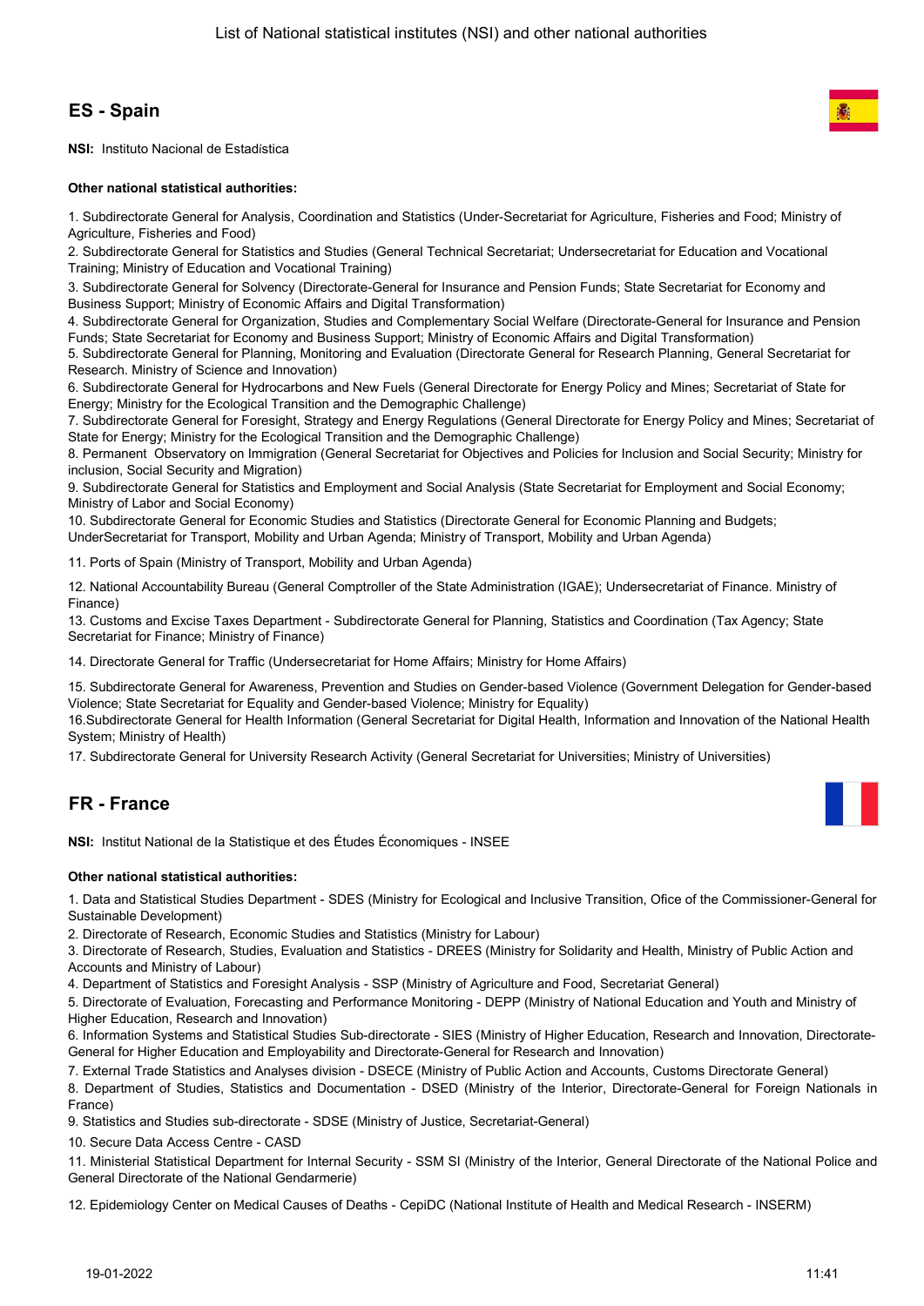## ES - Spain

**NSI:** Instituto Nacional de Estadística

**Other national statistical authorities:**

1. Subdirectorate General for Analysis, Coordination and Statistics (Under-Secretariat for Agriculture, Fisheries and Food; Ministry of Agriculture, Fisheries and Food)
2. Subdirectorate General for Statistics and Studies (General Technical Secretariat; Undersecretariat for Education and Vocational Training; Ministry of Education and Vocational Training)
3. Subdirectorate General for Solvency (Directorate-General for Insurance and Pension Funds; State Secretariat for Economy and Business Support; Ministry of Economic Affairs and Digital Transformation)
4. Subdirectorate General for Organization, Studies and Complementary Social Welfare (Directorate-General for Insurance and Pension Funds; State Secretariat for Economy and Business Support; Ministry of Economic Affairs and Digital Transformation)
5. Subdirectorate General for Planning, Monitoring and Evaluation (Directorate General for Research Planning, General Secretariat for Research. Ministry of Science and Innovation)
6. Subdirectorate General for Hydrocarbons and New Fuels (General Directorate for Energy Policy and Mines; Secretariat of State for Energy; Ministry for the Ecological Transition and the Demographic Challenge)
7. Subdirectorate General for Foresight, Strategy and Energy Regulations (General Directorate for Energy Policy and Mines; Secretariat of State for Energy; Ministry for the Ecological Transition and the Demographic Challenge)
8. Permanent Observatory on Immigration (General Secretariat for Objectives and Policies for Inclusion and Social Security; Ministry for inclusion, Social Security and Migration)
9. Subdirectorate General for Statistics and Employment and Social Analysis (State Secretariat for Employment and Social Economy; Ministry of Labor and Social Economy)
10. Subdirectorate General for Economic Studies and Statistics (Directorate General for Economic Planning and Budgets; UnderSecretariat for Transport, Mobility and Urban Agenda; Ministry of Transport, Mobility and Urban Agenda)
11. Ports of Spain (Ministry of Transport, Mobility and Urban Agenda)
12. National Accountability Bureau (General Comptroller of the State Administration (IGAE); Undersecretariat of Finance. Ministry of Finance)
13. Customs and Excise Taxes Department - Subdirectorate General for Planning, Statistics and Coordination (Tax Agency; State Secretariat for Finance; Ministry of Finance)
14. Directorate General for Traffic (Undersecretariat for Home Affairs; Ministry for Home Affairs)
15. Subdirectorate General for Awareness, Prevention and Studies on Gender-based Violence (Government Delegation for Gender-based Violence; State Secretariat for Equality and Gender-based Violence; Ministry for Equality)
16. Subdirectorate General for Health Information (General Secretariat for Digital Health, Information and Innovation of the National Health System; Ministry of Health)
17. Subdirectorate General for University Research Activity (General Secretariat for Universities; Ministry of Universities)

## FR - France

**NSI:** Institut National de la Statistique et des Études Économiques - INSEE

**Other national statistical authorities:**

1. Data and Statistical Studies Department - SDES (Ministry for Ecological and Inclusive Transition, Ofice of the Commissioner-General for Sustainable Development)
2. Directorate of Research, Economic Studies and Statistics (Ministry for Labour)
3. Directorate of Research, Studies, Evaluation and Statistics - DREES (Ministry for Solidarity and Health, Ministry of Public Action and Accounts and Ministry of Labour)
4. Department of Statistics and Foresight Analysis - SSP (Ministry of Agriculture and Food, Secretariat General)
5. Directorate of Evaluation, Forecasting and Performance Monitoring - DEPP (Ministry of National Education and Youth and Ministry of Higher Education, Research and Innovation)
6. Information Systems and Statistical Studies Sub-directorate - SIES (Ministry of Higher Education, Research and Innovation, Directorate-General for Higher Education and Employability and Directorate-General for Research and Innovation)
7. External Trade Statistics and Analyses division - DSECE (Ministry of Public Action and Accounts, Customs Directorate General)
8. Department of Studies, Statistics and Documentation - DSED (Ministry of the Interior, Directorate-General for Foreign Nationals in France)
9. Statistics and Studies sub-directorate - SDSE (Ministry of Justice, Secretariat-General)
10. Secure Data Access Centre - CASD
11. Ministerial Statistical Department for Internal Security - SSM SI (Ministry of the Interior, General Directorate of the National Police and General Directorate of the National Gendarmerie)
12. Epidemiology Center on Medical Causes of Deaths - CepiDC (National Institute of Health and Medical Research - INSERM)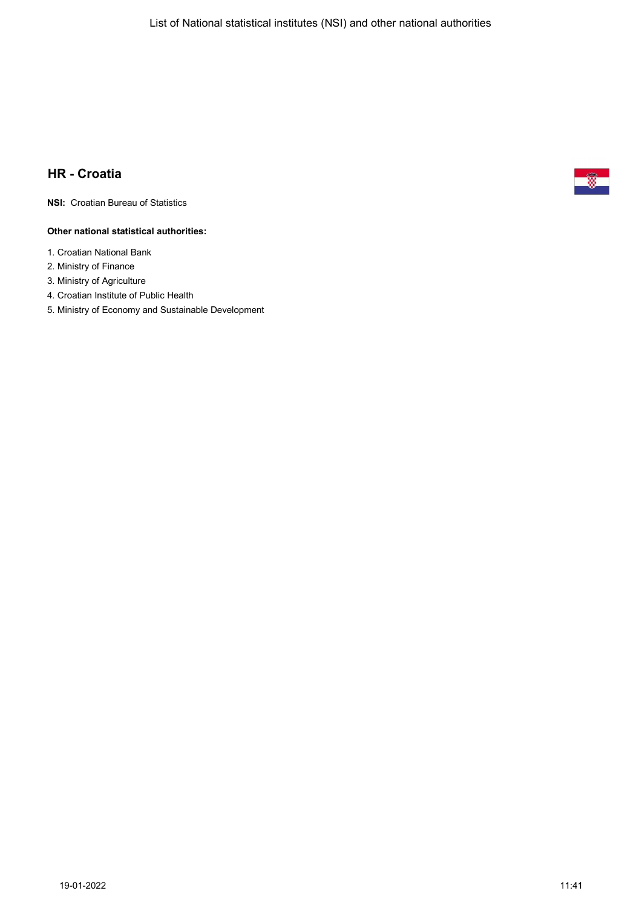## HR - Croatia

**NSI:** Croatian Bureau of Statistics

**Other national statistical authorities:**

1. Croatian National Bank
2. Ministry of Finance
3. Ministry of Agriculture
4. Croatian Institute of Public Health
5. Ministry of Economy and Sustainable Development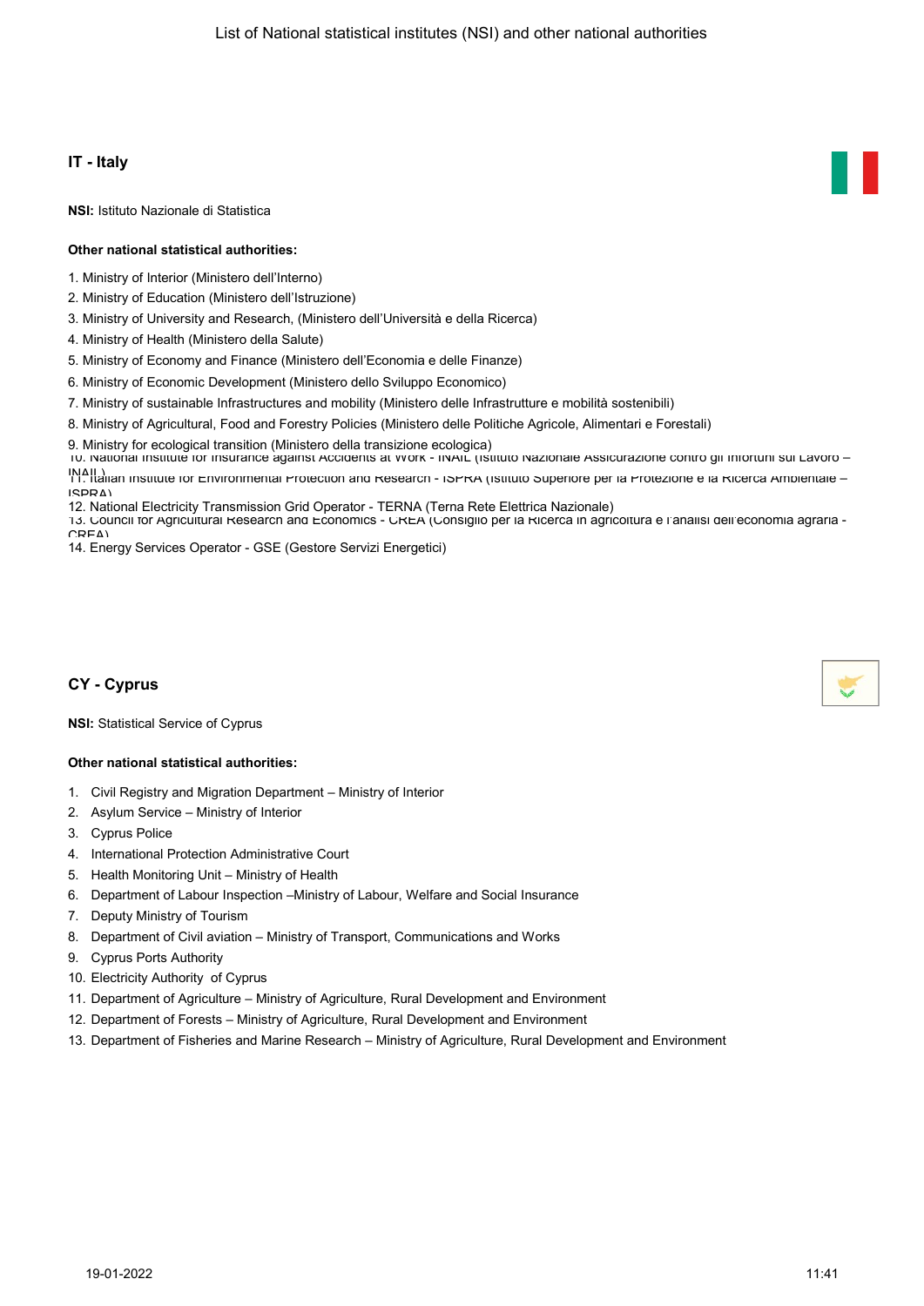## IT - Italy

**NSI:** Istituto Nazionale di Statistica

**Other national statistical authorities:**

1. Ministry of Interior (Ministero dell'Interno)
2. Ministry of Education (Ministero dell'Istruzione)
3. Ministry of University and Research, (Ministero dell'Università e della Ricerca)
4. Ministry of Health (Ministero della Salute)
5. Ministry of Economy and Finance (Ministero dell'Economia e delle Finanze)
6. Ministry of Economic Development (Ministero dello Sviluppo Economico)
7. Ministry of sustainable Infrastructures and mobility (Ministero delle Infrastrutture e mobilità sostenibili)
8. Ministry of Agricultural, Food and Forestry Policies (Ministero delle Politiche Agricole, Alimentari e Forestali)
9. Ministry for ecological transition (Ministero della transizione ecologica)
10. National Institute for Insurance against Accidents at Work - INAIL (Istituto Nazionale Assicurazione contro gli Infortuni sul Lavoro – INAIL)
11. Italian Institute for Environmental Protection and Research - ISPRA (Istituto Superiore per la Protezione e la Ricerca Ambientale – ISPRA)
12. National Electricity Transmission Grid Operator - TERNA (Terna Rete Elettrica Nazionale)
13. Council for Agricultural Research and Economics - CREA (Consiglio per la Ricerca in agricoltura e l'analisi dell'economia agraria - CREA)
14. Energy Services Operator - GSE (Gestore Servizi Energetici)

## CY - Cyprus

**NSI:** Statistical Service of Cyprus

**Other national statistical authorities:**

1. Civil Registry and Migration Department – Ministry of Interior
2. Asylum Service – Ministry of Interior
3. Cyprus Police
4. International Protection Administrative Court
5. Health Monitoring Unit – Ministry of Health
6. Department of Labour Inspection –Ministry of Labour, Welfare and Social Insurance
7. Deputy Ministry of Tourism
8. Department of Civil aviation – Ministry of Transport, Communications and Works
9. Cyprus Ports Authority
10. Electricity Authority of Cyprus
11. Department of Agriculture – Ministry of Agriculture, Rural Development and Environment
12. Department of Forests – Ministry of Agriculture, Rural Development and Environment
13. Department of Fisheries and Marine Research – Ministry of Agriculture, Rural Development and Environment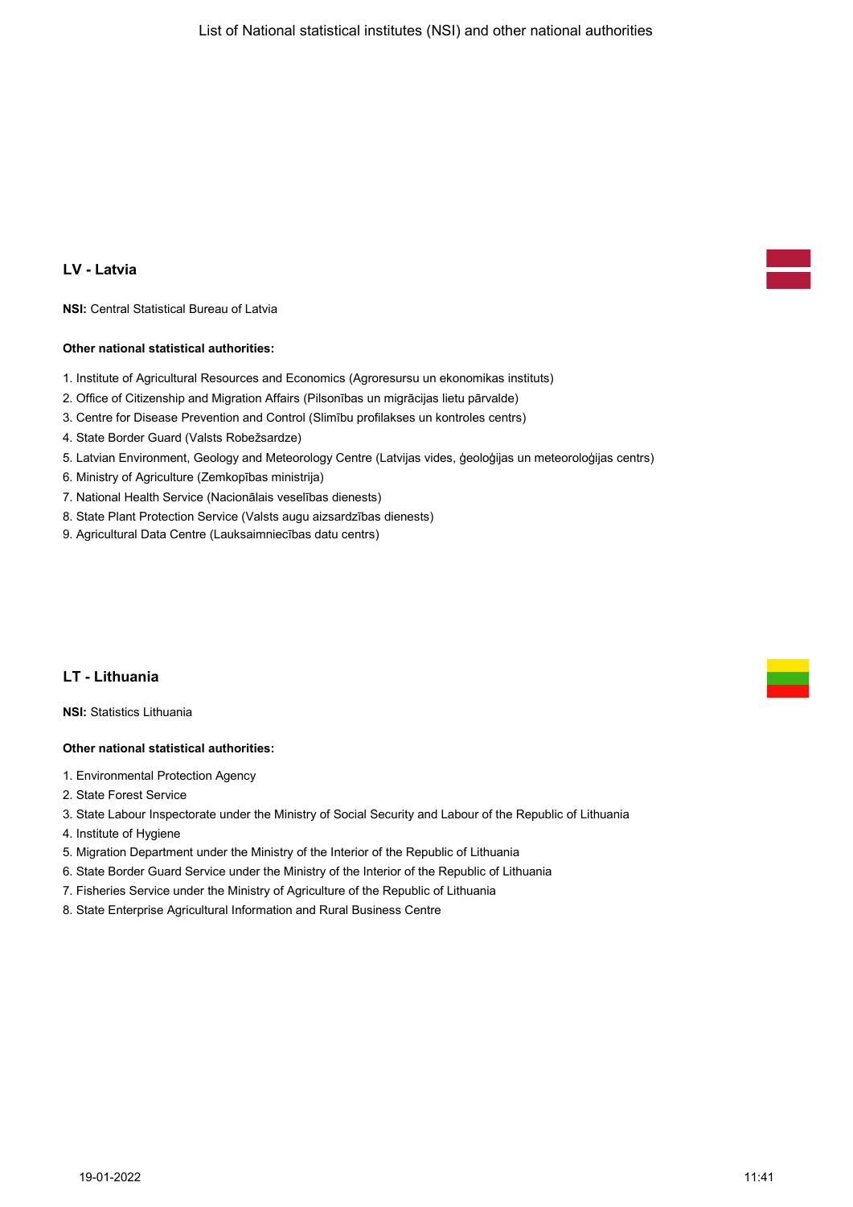## LV - Latvia

**NSI:** Central Statistical Bureau of Latvia

**Other national statistical authorities:**

1. Institute of Agricultural Resources and Economics (Agroresursu un ekonomikas instituts)
2. Office of Citizenship and Migration Affairs (Pilsonības un migrācijas lietu pārvalde)
3. Centre for Disease Prevention and Control (Slimību profilakses un kontroles centrs)
4. State Border Guard (Valsts Robežsardze)
5. Latvian Environment, Geology and Meteorology Centre (Latvijas vides, ģeoloģijas un meteoroloģijas centrs)
6. Ministry of Agriculture (Zemkopības ministrija)
7. National Health Service (Nacionālais veselības dienests)
8. State Plant Protection Service (Valsts augu aizsardzības dienests)
9. Agricultural Data Centre (Lauksaimniecības datu centrs)

## LT - Lithuania

**NSI:** Statistics Lithuania

**Other national statistical authorities:**

1. Environmental Protection Agency
2. State Forest Service
3. State Labour Inspectorate under the Ministry of Social Security and Labour of the Republic of Lithuania
4. Institute of Hygiene
5. Migration Department under the Ministry of the Interior of the Republic of Lithuania
6. State Border Guard Service under the Ministry of the Interior of the Republic of Lithuania
7. Fisheries Service under the Ministry of Agriculture of the Republic of Lithuania
8. State Enterprise Agricultural Information and Rural Business Centre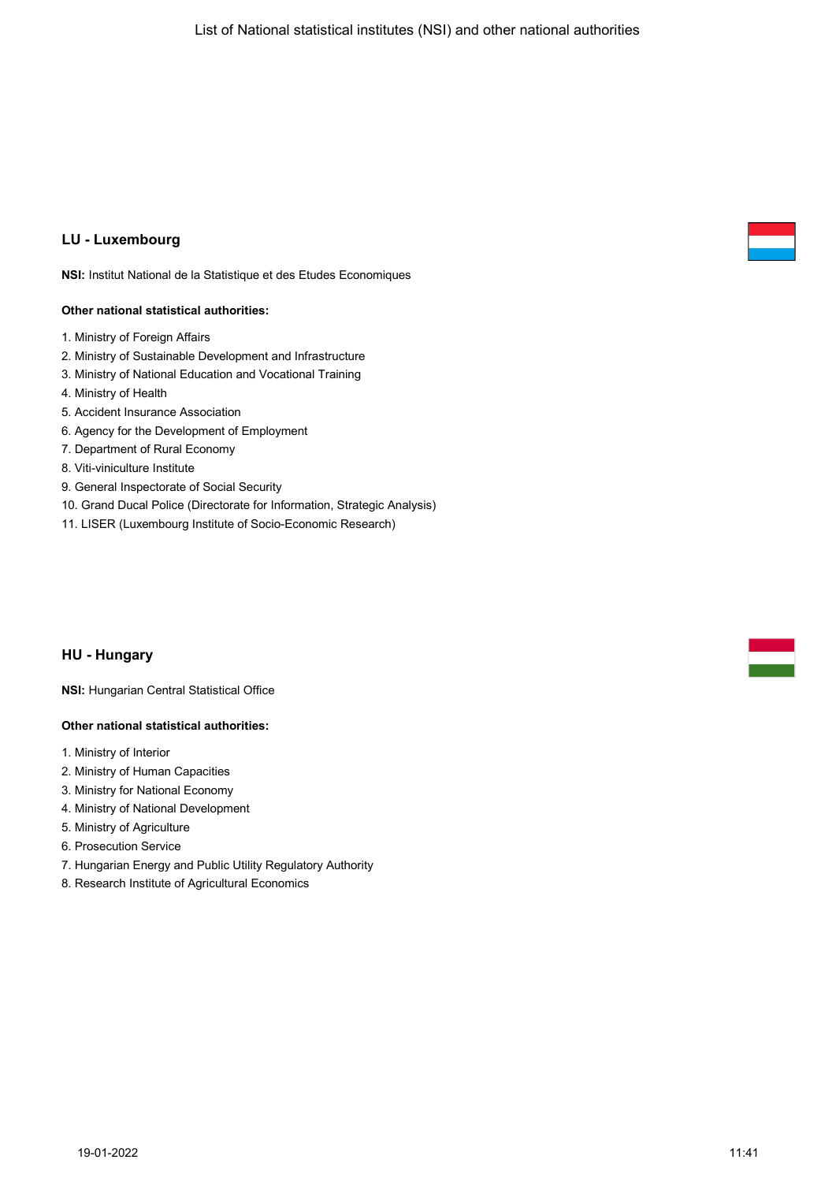## LU - Luxembourg

**NSI:** Institut National de la Statistique et des Etudes Economiques

**Other national statistical authorities:**

1. Ministry of Foreign Affairs
2. Ministry of Sustainable Development and Infrastructure
3. Ministry of National Education and Vocational Training
4. Ministry of Health
5. Accident Insurance Association
6. Agency for the Development of Employment
7. Department of Rural Economy
8. Viti-viniculture Institute
9. General Inspectorate of Social Security
10. Grand Ducal Police (Directorate for Information, Strategic Analysis)
11. LISER (Luxembourg Institute of Socio-Economic Research)

## HU - Hungary

**NSI:** Hungarian Central Statistical Office

**Other national statistical authorities:**

1. Ministry of Interior
2. Ministry of Human Capacities
3. Ministry for National Economy
4. Ministry of National Development
5. Ministry of Agriculture
6. Prosecution Service
7. Hungarian Energy and Public Utility Regulatory Authority
8. Research Institute of Agricultural Economics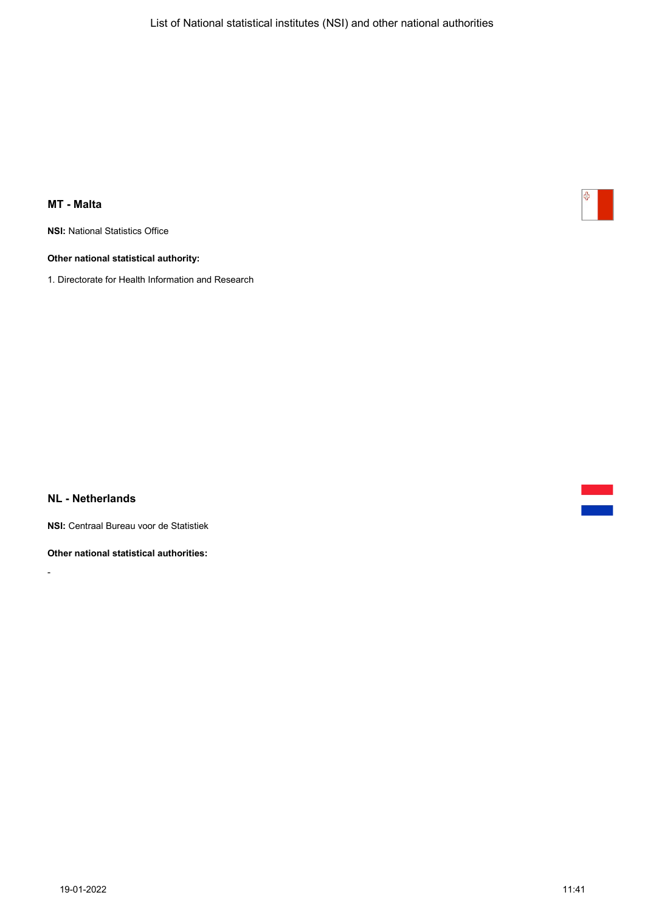### MT - Malta

**NSI:** National Statistics Office

**Other national statistical authority:**

1. Directorate for Health Information and Research

### NL - Netherlands

**NSI:** Centraal Bureau voor de Statistiek

**Other national statistical authorities:**

-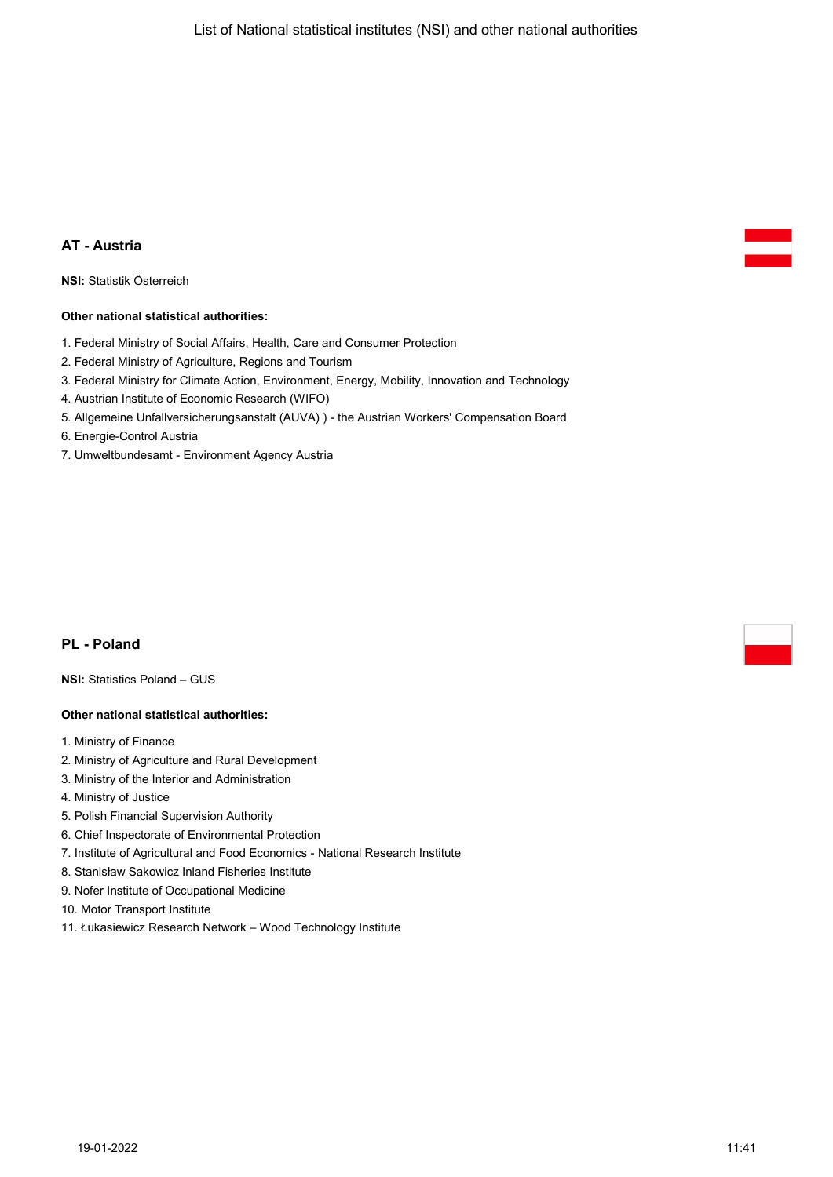## AT - Austria

**NSI:** Statistik Österreich

**Other national statistical authorities:**

1. Federal Ministry of Social Affairs, Health, Care and Consumer Protection
2. Federal Ministry of Agriculture, Regions and Tourism
3. Federal Ministry for Climate Action, Environment, Energy, Mobility, Innovation and Technology
4. Austrian Institute of Economic Research (WIFO)
5. Allgemeine Unfallversicherungsanstalt (AUVA) ) - the Austrian Workers' Compensation Board
6. Energie-Control Austria
7. Umweltbundesamt - Environment Agency Austria

## PL - Poland

**NSI:** Statistics Poland – GUS

**Other national statistical authorities:**

1. Ministry of Finance
2. Ministry of Agriculture and Rural Development
3. Ministry of the Interior and Administration
4. Ministry of Justice
5. Polish Financial Supervision Authority
6. Chief Inspectorate of Environmental Protection
7. Institute of Agricultural and Food Economics - National Research Institute
8. Stanisław Sakowicz Inland Fisheries Institute
9. Nofer Institute of Occupational Medicine
10. Motor Transport Institute
11. Łukasiewicz Research Network – Wood Technology Institute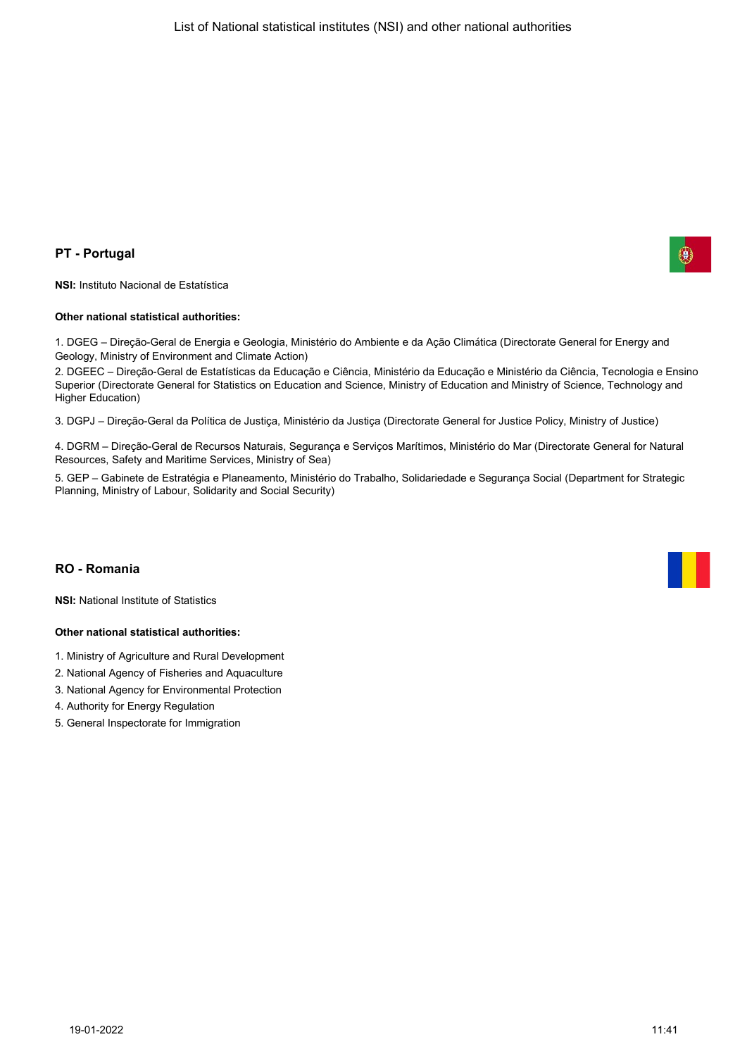## PT - Portugal

**NSI:** Instituto Nacional de Estatística

**Other national statistical authorities:**

1. DGEG – Direção-Geral de Energia e Geologia, Ministério do Ambiente e da Ação Climática (Directorate General for Energy and Geology, Ministry of Environment and Climate Action)
2. DGEEC – Direção-Geral de Estatísticas da Educação e Ciência, Ministério da Educação e Ministério da Ciência, Tecnologia e Ensino Superior (Directorate General for Statistics on Education and Science, Ministry of Education and Ministry of Science, Technology and Higher Education)
3. DGPJ – Direção-Geral da Política de Justiça, Ministério da Justiça (Directorate General for Justice Policy, Ministry of Justice)
4. DGRM – Direção-Geral de Recursos Naturais, Segurança e Serviços Marítimos, Ministério do Mar (Directorate General for Natural Resources, Safety and Maritime Services, Ministry of Sea)
5. GEP – Gabinete de Estratégia e Planeamento, Ministério do Trabalho, Solidariedade e Segurança Social (Department for Strategic Planning, Ministry of Labour, Solidarity and Social Security)

## RO - Romania

**NSI:** National Institute of Statistics

**Other national statistical authorities:**

1. Ministry of Agriculture and Rural Development
2. National Agency of Fisheries and Aquaculture
3. National Agency for Environmental Protection
4. Authority for Energy Regulation
5. General Inspectorate for Immigration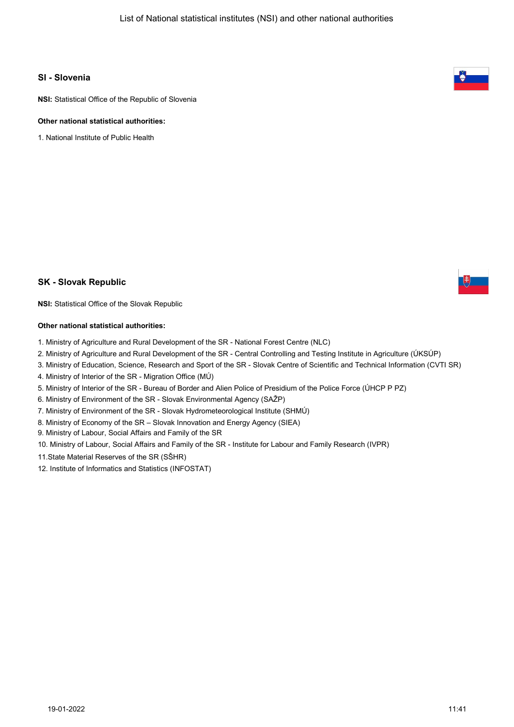## SI - Slovenia

**NSI:** Statistical Office of the Republic of Slovenia

**Other national statistical authorities:**

1. National Institute of Public Health

## SK - Slovak Republic

**NSI:** Statistical Office of the Slovak Republic

**Other national statistical authorities:**

1. Ministry of Agriculture and Rural Development of the SR - National Forest Centre (NLC)
2. Ministry of Agriculture and Rural Development of the SR - Central Controlling and Testing Institute in Agriculture (ÚKSÚP)
3. Ministry of Education, Science, Research and Sport of the SR - Slovak Centre of Scientific and Technical Information (CVTI SR)
4. Ministry of Interior of the SR - Migration Office (MÚ)
5. Ministry of Interior of the SR - Bureau of Border and Alien Police of Presidium of the Police Force (ÚHCP P PZ)
6. Ministry of Environment of the SR - Slovak Environmental Agency (SAŽP)
7. Ministry of Environment of the SR - Slovak Hydrometeorological Institute (SHMÚ)
8. Ministry of Economy of the SR – Slovak Innovation and Energy Agency (SIEA)
9. Ministry of Labour, Social Affairs and Family of the SR
10. Ministry of Labour, Social Affairs and Family of the SR - Institute for Labour and Family Research (IVPR)
11. State Material Reserves of the SR (SŠHR)
12. Institute of Informatics and Statistics (INFOSTAT)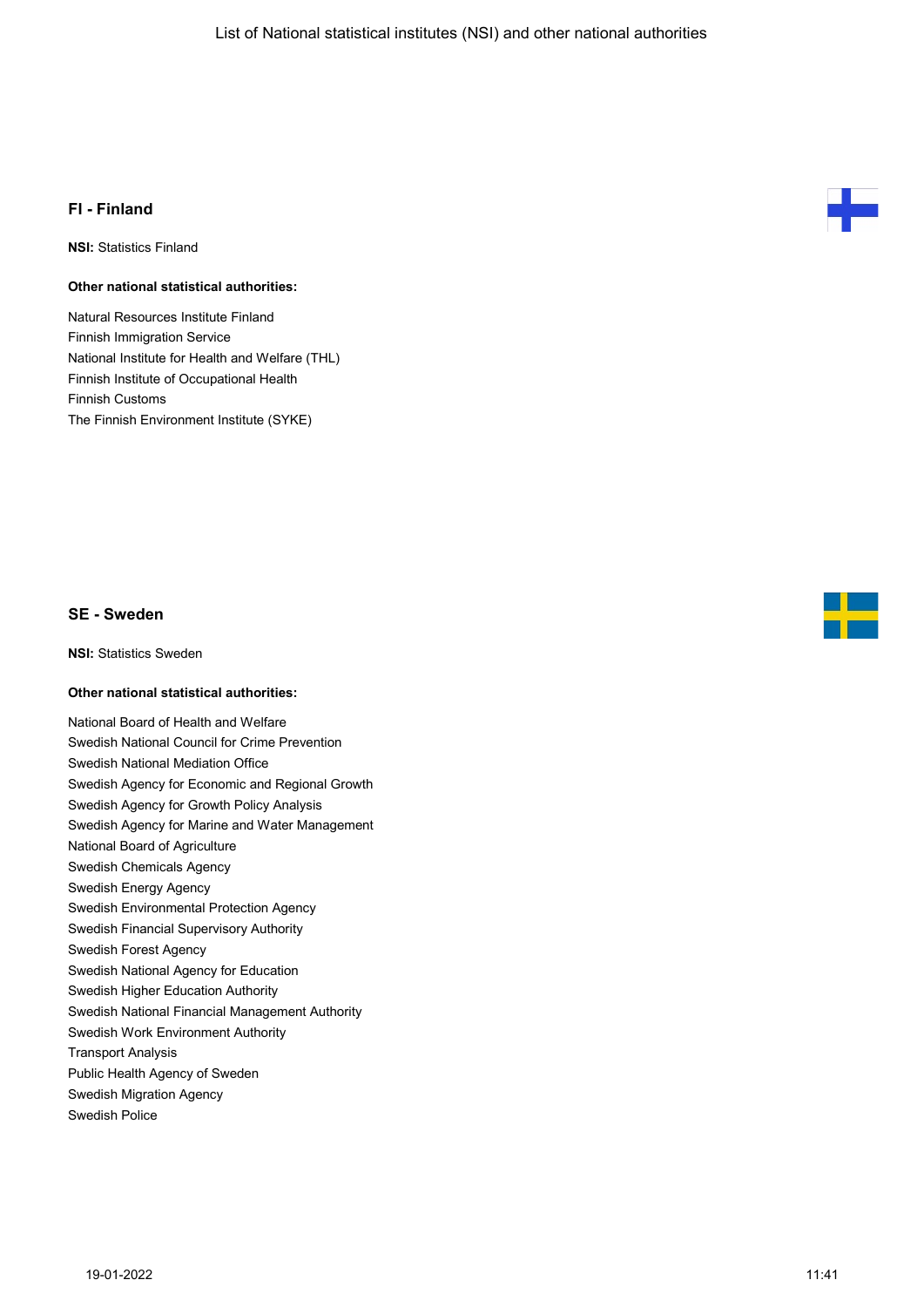## FI - Finland

**NSI:** Statistics Finland

**Other national statistical authorities:**

Natural Resources Institute Finland
Finnish Immigration Service
National Institute for Health and Welfare (THL)
Finnish Institute of Occupational Health
Finnish Customs
The Finnish Environment Institute (SYKE)

## SE - Sweden

**NSI:** Statistics Sweden

**Other national statistical authorities:**

National Board of Health and Welfare
Swedish National Council for Crime Prevention
Swedish National Mediation Office
Swedish Agency for Economic and Regional Growth
Swedish Agency for Growth Policy Analysis
Swedish Agency for Marine and Water Management
National Board of Agriculture
Swedish Chemicals Agency
Swedish Energy Agency
Swedish Environmental Protection Agency
Swedish Financial Supervisory Authority
Swedish Forest Agency
Swedish National Agency for Education
Swedish Higher Education Authority
Swedish National Financial Management Authority
Swedish Work Environment Authority
Transport Analysis
Public Health Agency of Sweden
Swedish Migration Agency
Swedish Police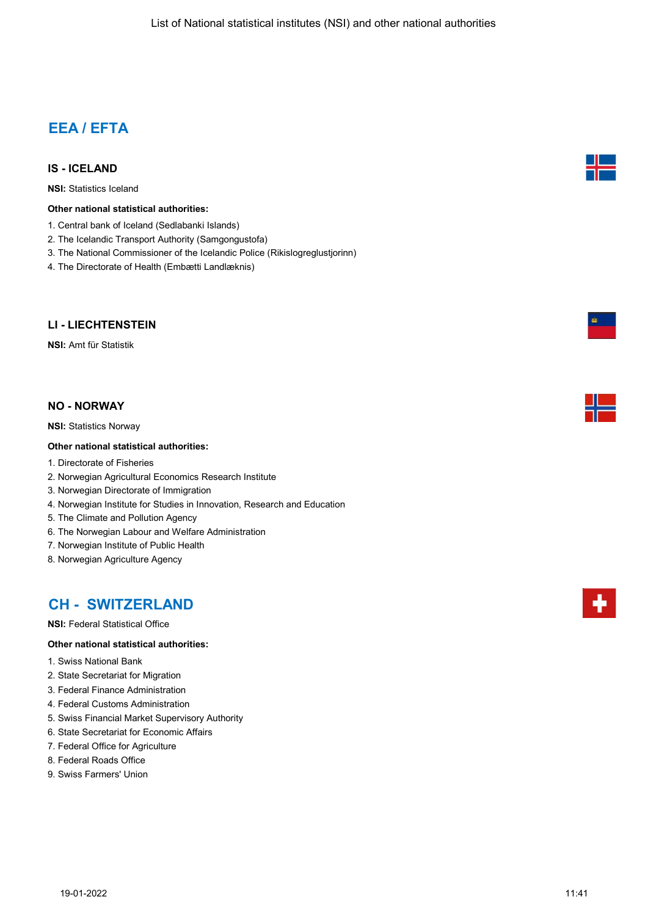## EEA / EFTA

### IS - ICELAND

**NSI:** Statistics Iceland

**Other national statistical authorities:**

1. Central bank of Iceland (Sedlabanki Islands)
2. The Icelandic Transport Authority (Samgongustofa)
3. The National Commissioner of the Icelandic Police (Rikislogreglustjorinn)
4. The Directorate of Health (Embætti Landlæknis)

### LI - LIECHTENSTEIN

**NSI:** Amt für Statistik

### NO - NORWAY

**NSI:** Statistics Norway

**Other national statistical authorities:**

1. Directorate of Fisheries
2. Norwegian Agricultural Economics Research Institute
3. Norwegian Directorate of Immigration
4. Norwegian Institute for Studies in Innovation, Research and Education
5. The Climate and Pollution Agency
6. The Norwegian Labour and Welfare Administration
7. Norwegian Institute of Public Health
8. Norwegian Agriculture Agency

## CH - SWITZERLAND

**NSI:** Federal Statistical Office

**Other national statistical authorities:**

1. Swiss National Bank
2. State Secretariat for Migration
3. Federal Finance Administration
4. Federal Customs Administration
5. Swiss Financial Market Supervisory Authority
6. State Secretariat for Economic Affairs
7. Federal Office for Agriculture
8. Federal Roads Office
9. Swiss Farmers' Union